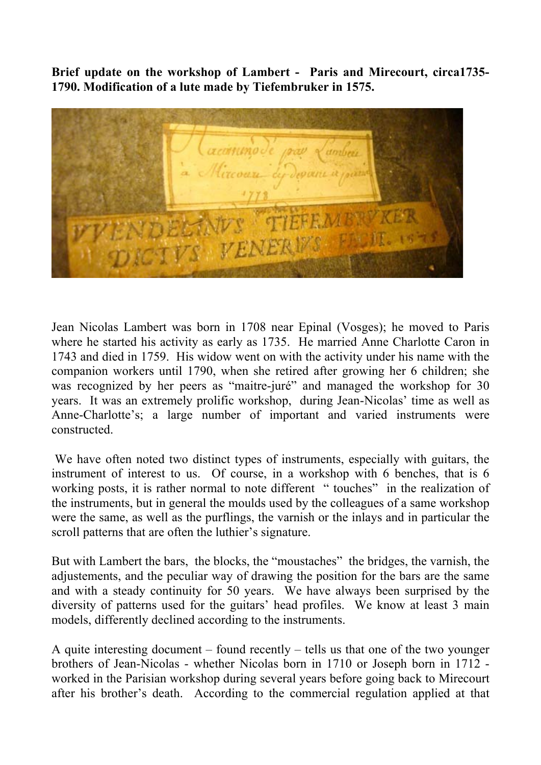**Brief update on the workshop of Lambert - Paris and Mirecourt, circa1735-1790. Modification of a lute made by Tiefembruker in 1575.**

Jean Nicolas Lambert was born in 1708 near Epinal (Vosges); he moved to Paris where he started his activity as early as 1735. He married Anne Charlotte Caron in 1743 and died in 1759. His widow went on with the activity under his name with the companion workers until 1790, when she retired after growing her 6 children; she was recognized by her peers as "maitre-juré" and managed the workshop for 30 years. It was an extremely prolific workshop, during Jean-Nicolas' time as well as Anne-Charlotte's; a large number of important and varied instruments were constructed.

We have often noted two distinct types of instruments, especially with guitars, the instrument of interest to us. Of course, in a workshop with 6 benches, that is 6 working posts, it is rather normal to note different " touches" in the realization of the instruments, but in general the moulds used by the colleagues of a same workshop were the same, as well as the purflings, the varnish or the inlays and in particular the scroll patterns that are often the luthier's signature.

But with Lambert the bars, the blocks, the "moustaches" the bridges, the varnish, the adjustements, and the peculiar way of drawing the position for the bars are the same and with a steady continuity for 50 years. We have always been surprised by the diversity of patterns used for the guitars' head profiles. We know at least 3 main models, differently declined according to the instruments.

A quite interesting document – found recently – tells us that one of the two younger brothers of Jean-Nicolas - whether Nicolas born in 1710 or Joseph born in 1712 - worked in the Parisian workshop during several years before going back to Mirecourt after his brother's death. According to the commercial regulation applied at that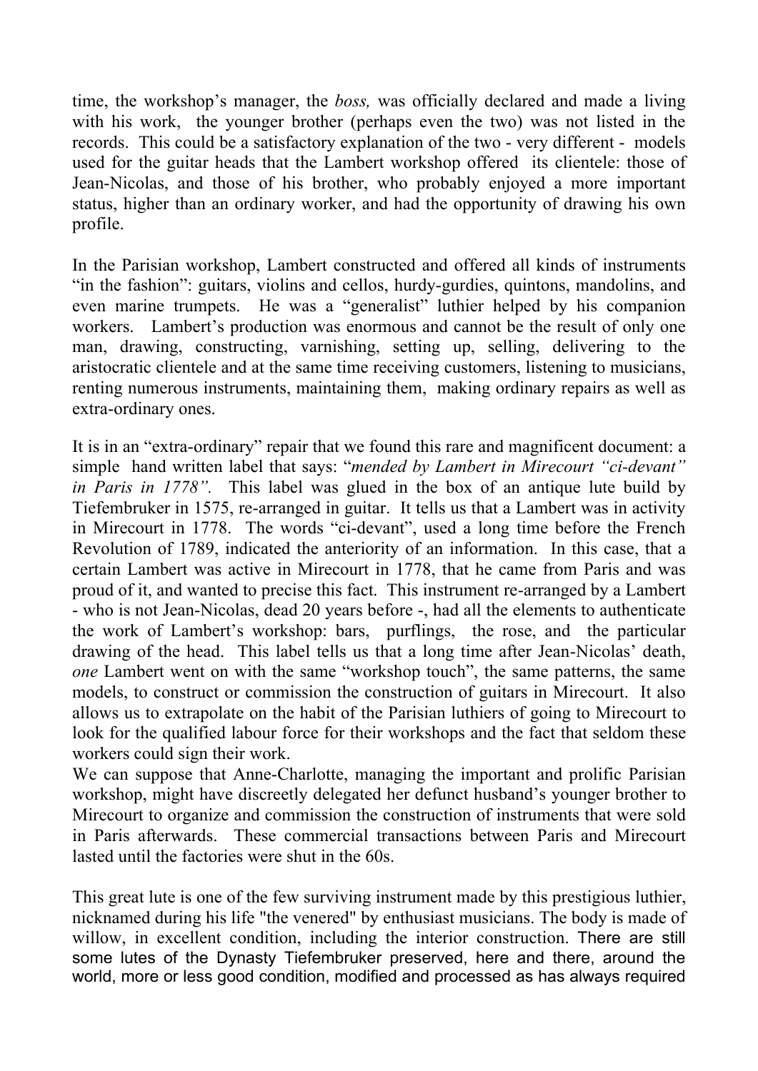time, the workshop's manager, the *boss,* was officially declared and made a living with his work, the younger brother (perhaps even the two) was not listed in the records. This could be a satisfactory explanation of the two - very different - models used for the guitar heads that the Lambert workshop offered its clientele: those of Jean-Nicolas, and those of his brother, who probably enjoyed a more important status, higher than an ordinary worker, and had the opportunity of drawing his own profile.

In the Parisian workshop, Lambert constructed and offered all kinds of instruments "in the fashion": guitars, violins and cellos, hurdy-gurdies, quintons, mandolins, and even marine trumpets. He was a "generalist" luthier helped by his companion workers. Lambert's production was enormous and cannot be the result of only one man, drawing, constructing, varnishing, setting up, selling, delivering to the aristocratic clientele and at the same time receiving customers, listening to musicians, renting numerous instruments, maintaining them, making ordinary repairs as well as extra-ordinary ones.

It is in an "extra-ordinary" repair that we found this rare and magnificent document: a simple hand written label that says: "*mended by Lambert in Mirecourt "ci-devant" in Paris in 1778".* This label was glued in the box of an antique lute build by Tiefembruker in 1575, re-arranged in guitar. It tells us that a Lambert was in activity in Mirecourt in 1778. The words "ci-devant", used a long time before the French Revolution of 1789, indicated the anteriority of an information. In this case, that a certain Lambert was active in Mirecourt in 1778, that he came from Paris and was proud of it, and wanted to precise this fact. This instrument re-arranged by a Lambert - who is not Jean-Nicolas, dead 20 years before -, had all the elements to authenticate the work of Lambert's workshop: bars, purflings, the rose, and the particular drawing of the head. This label tells us that a long time after Jean-Nicolas' death, *one* Lambert went on with the same "workshop touch", the same patterns, the same models, to construct or commission the construction of guitars in Mirecourt. It also allows us to extrapolate on the habit of the Parisian luthiers of going to Mirecourt to look for the qualified labour force for their workshops and the fact that seldom these workers could sign their work.

We can suppose that Anne-Charlotte, managing the important and prolific Parisian workshop, might have discreetly delegated her defunct husband's younger brother to Mirecourt to organize and commission the construction of instruments that were sold in Paris afterwards. These commercial transactions between Paris and Mirecourt lasted until the factories were shut in the 60s.

This great lute is one of the few surviving instrument made by this prestigious luthier, nicknamed during his life "the venered" by enthusiast musicians. The body is made of willow, in excellent condition, including the interior construction. There are still some lutes of the Dynasty Tiefembruker preserved, here and there, around the world, more or less good condition, modified and processed as has always required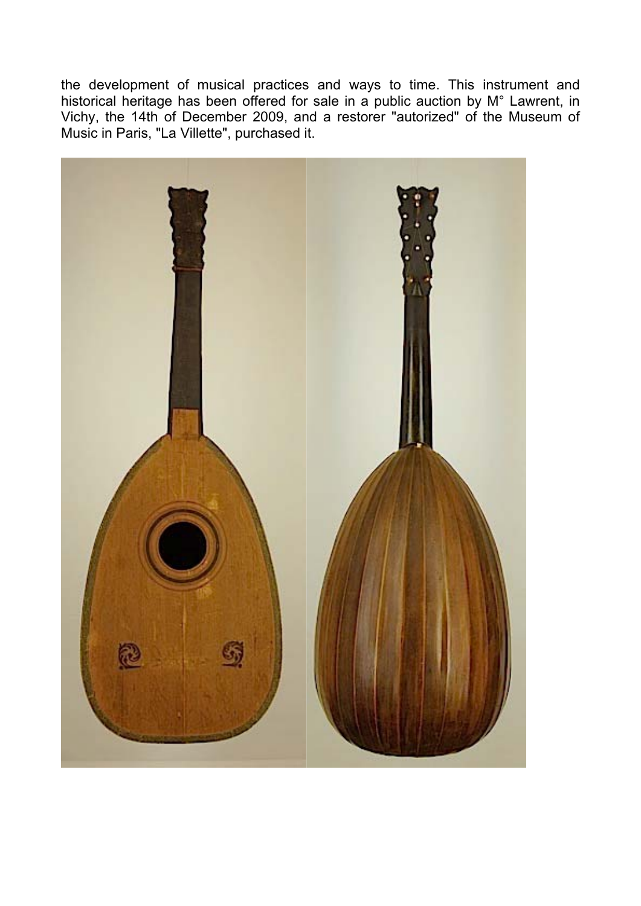the development of musical practices and ways to time. This instrument and historical heritage has been offered for sale in a public auction by M° Lawrent, in Vichy, the 14th of December 2009, and a restorer "autorized" of the Museum of Music in Paris, "La Villette", purchased it.